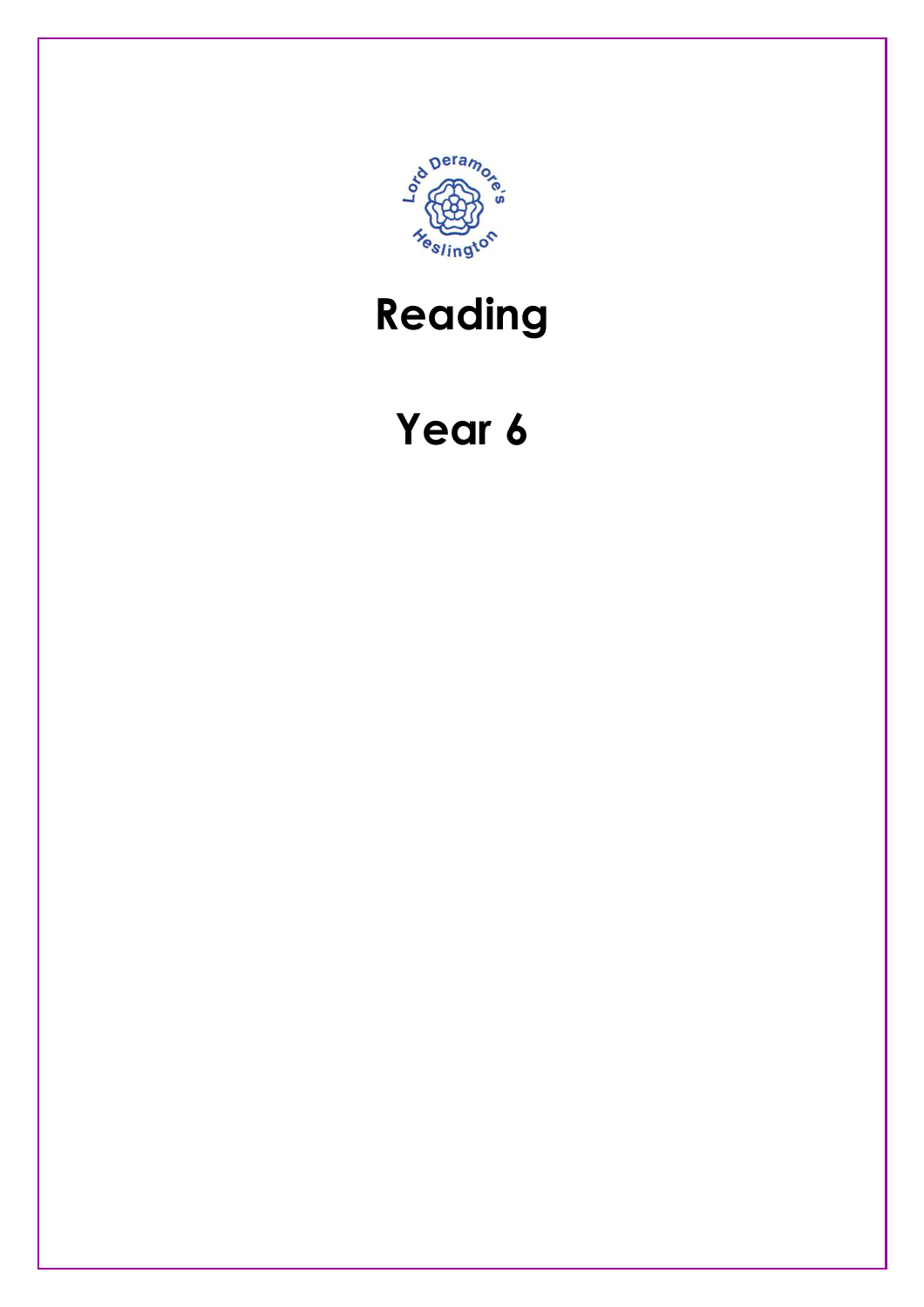# Reading

# Year 6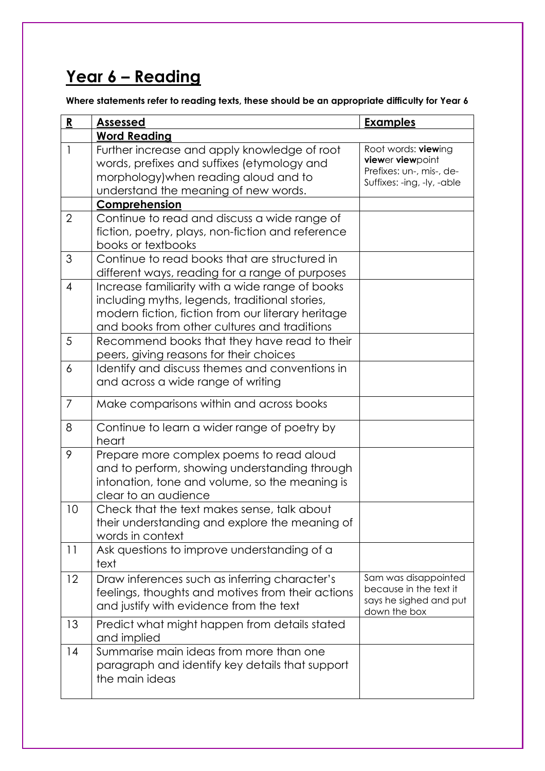# Year 6 – Reading

**Where statements refer to reading texts, these should be an appropriate difficulty for Year 6**

| **R** | **Assessed** | **Examples** |
|---|---|---|
| | **Word Reading** | |
| 1 | Further increase and apply knowledge of root words, prefixes and suffixes (etymology and morphology)when reading aloud and to understand the meaning of new words. | Root words: **view**ing **view**er **view**point Prefixes: un-, mis-, de- Suffixes: -ing, -ly, -able |
| | **Comprehension** | |
| 2 | Continue to read and discuss a wide range of fiction, poetry, plays, non-fiction and reference books or textbooks | |
| 3 | Continue to read books that are structured in different ways, reading for a range of purposes | |
| 4 | Increase familiarity with a wide range of books including myths, legends, traditional stories, modern fiction, fiction from our literary heritage and books from other cultures and traditions | |
| 5 | Recommend books that they have read to their peers, giving reasons for their choices | |
| 6 | Identify and discuss themes and conventions in and across a wide range of writing | |
| 7 | Make comparisons within and across books | |
| 8 | Continue to learn a wider range of poetry by heart | |
| 9 | Prepare more complex poems to read aloud and to perform, showing understanding through intonation, tone and volume, so the meaning is clear to an audience | |
| 10 | Check that the text makes sense, talk about their understanding and explore the meaning of words in context | |
| 11 | Ask questions to improve understanding of a text | |
| 12 | Draw inferences such as inferring character's feelings, thoughts and motives from their actions and justify with evidence from the text | Sam was disappointed because in the text it says he sighed and put down the box |
| 13 | Predict what might happen from details stated and implied | |
| 14 | Summarise main ideas from more than one paragraph and identify key details that support the main ideas | |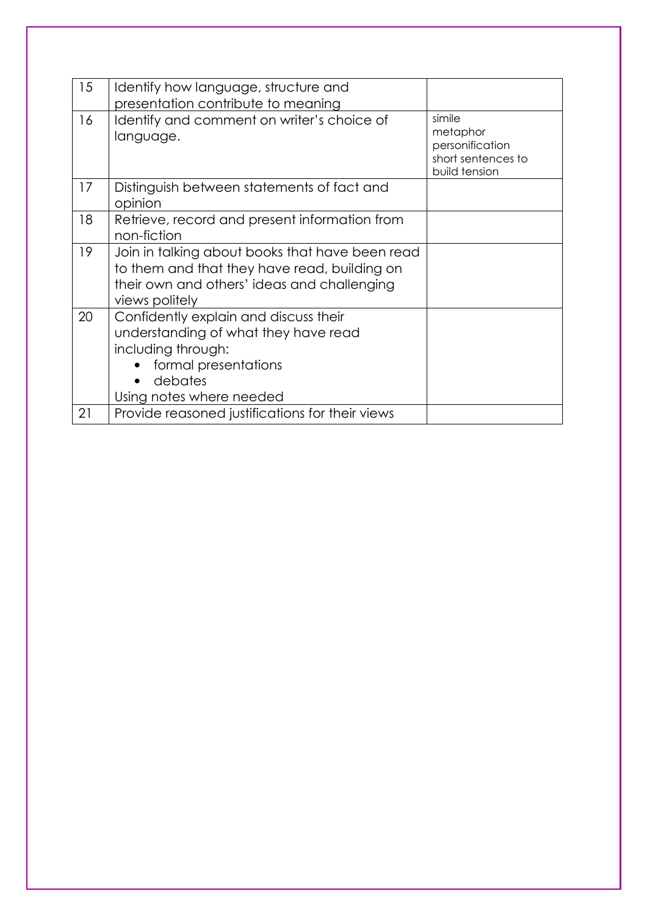| | | |
|---|---|---|
| 15 | Identify how language, structure and presentation contribute to meaning | |
| 16 | Identify and comment on writer's choice of language. | simile<br>metaphor<br>personification<br>short sentences to build tension |
| 17 | Distinguish between statements of fact and opinion | |
| 18 | Retrieve, record and present information from non-fiction | |
| 19 | Join in talking about books that have been read to them and that they have read, building on their own and others' ideas and challenging views politely | |
| 20 | Confidently explain and discuss their understanding of what they have read including through:<br>• formal presentations<br>• debates<br>Using notes where needed | |
| 21 | Provide reasoned justifications for their views | |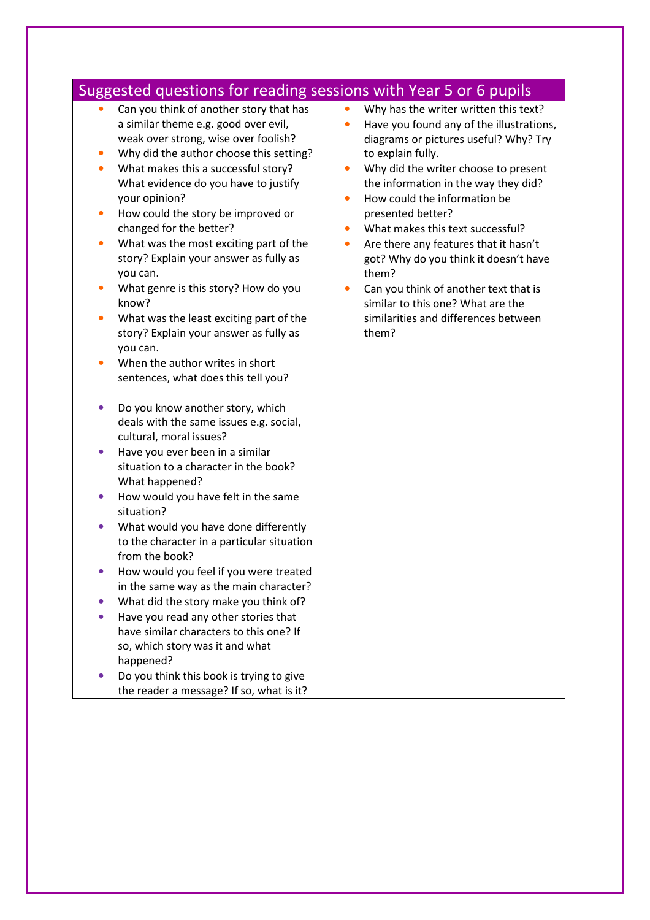## Suggested questions for reading sessions with Year 5 or 6 pupils

- Can you think of another story that has a similar theme e.g. good over evil, weak over strong, wise over foolish?
- Why did the author choose this setting?
- What makes this a successful story? What evidence do you have to justify your opinion?
- How could the story be improved or changed for the better?
- What was the most exciting part of the story? Explain your answer as fully as you can.
- What genre is this story? How do you know?
- What was the least exciting part of the story? Explain your answer as fully as you can.
- When the author writes in short sentences, what does this tell you?

- Do you know another story, which deals with the same issues e.g. social, cultural, moral issues?
- Have you ever been in a similar situation to a character in the book? What happened?
- How would you have felt in the same situation?
- What would you have done differently to the character in a particular situation from the book?
- How would you feel if you were treated in the same way as the main character?
- What did the story make you think of?
- Have you read any other stories that have similar characters to this one? If so, which story was it and what happened?
- Do you think this book is trying to give the reader a message? If so, what is it?

- Why has the writer written this text?
- Have you found any of the illustrations, diagrams or pictures useful? Why? Try to explain fully.
- Why did the writer choose to present the information in the way they did?
- How could the information be presented better?
- What makes this text successful?
- Are there any features that it hasn't got? Why do you think it doesn't have them?
- Can you think of another text that is similar to this one? What are the similarities and differences between them?